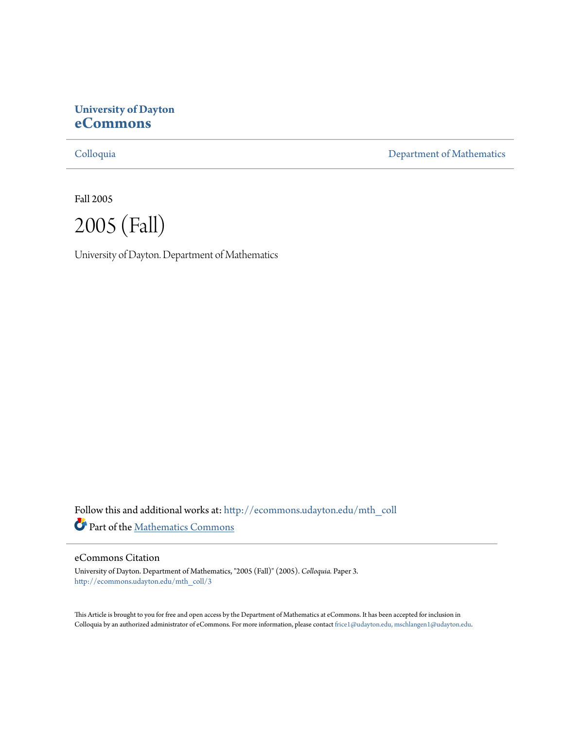**University of Dayton**
**eCommons**

Colloquia | Department of Mathematics

Fall 2005

# 2005 (Fall)

University of Dayton. Department of Mathematics

Follow this and additional works at: http://ecommons.udayton.edu/mth_coll

Part of the Mathematics Commons

## eCommons Citation

University of Dayton. Department of Mathematics, "2005 (Fall)" (2005). *Colloquia.* Paper 3.
http://ecommons.udayton.edu/mth_coll/3

This Article is brought to you for free and open access by the Department of Mathematics at eCommons. It has been accepted for inclusion in Colloquia by an authorized administrator of eCommons. For more information, please contact frice1@udayton.edu, mschlangen1@udayton.edu.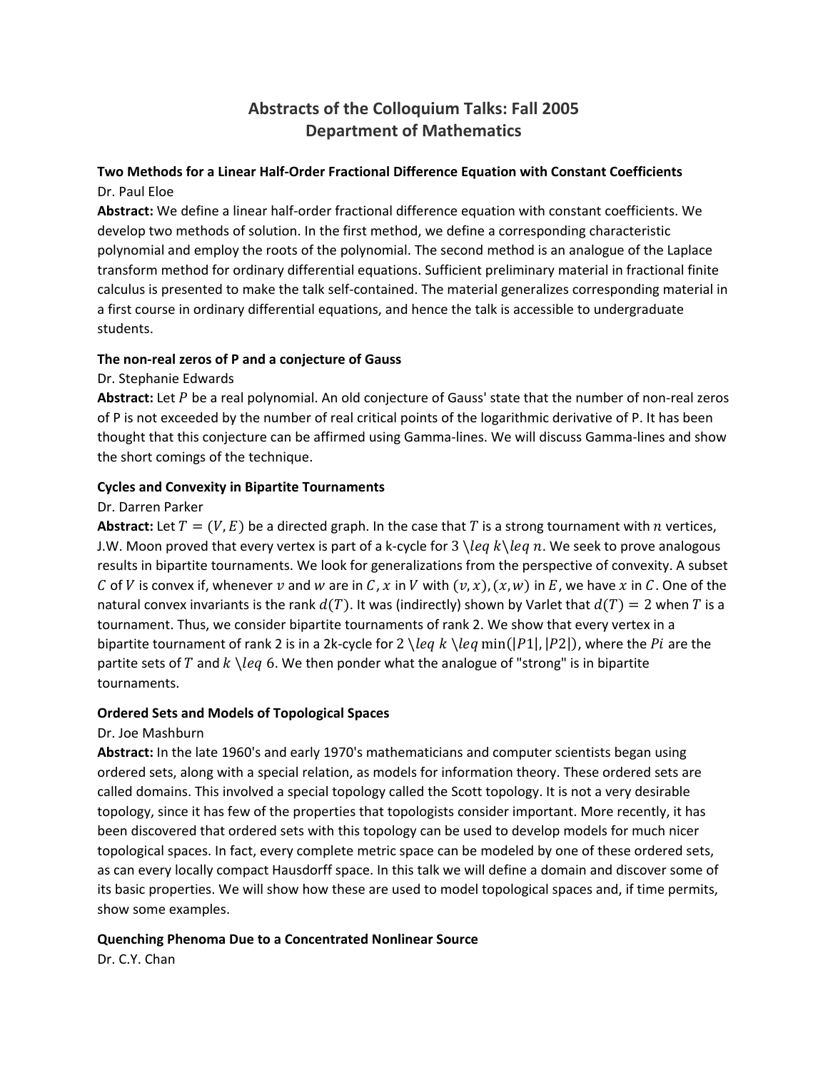# Abstracts of the Colloquium Talks: Fall 2005
# Department of Mathematics

**Two Methods for a Linear Half-Order Fractional Difference Equation with Constant Coefficients**
Dr. Paul Eloe
**Abstract:** We define a linear half-order fractional difference equation with constant coefficients. We develop two methods of solution. In the first method, we define a corresponding characteristic polynomial and employ the roots of the polynomial. The second method is an analogue of the Laplace transform method for ordinary differential equations. Sufficient preliminary material in fractional finite calculus is presented to make the talk self-contained. The material generalizes corresponding material in a first course in ordinary differential equations, and hence the talk is accessible to undergraduate students.

**The non-real zeros of P and a conjecture of Gauss**
Dr. Stephanie Edwards
**Abstract:** Let $P$ be a real polynomial. An old conjecture of Gauss' state that the number of non-real zeros of P is not exceeded by the number of real critical points of the logarithmic derivative of P. It has been thought that this conjecture can be affirmed using Gamma-lines. We will discuss Gamma-lines and show the short comings of the technique.

**Cycles and Convexity in Bipartite Tournaments**
Dr. Darren Parker
**Abstract:** Let $T = (V, E)$ be a directed graph. In the case that $T$ is a strong tournament with $n$ vertices, J.W. Moon proved that every vertex is part of a k-cycle for $3 \leq k \leq n$. We seek to prove analogous results in bipartite tournaments. We look for generalizations from the perspective of convexity. A subset $C$ of $V$ is convex if, whenever $v$ and $w$ are in $C$, $x$ in $V$ with $(v, x), (x, w)$ in $E$, we have $x$ in $C$. One of the natural convex invariants is the rank $d(T)$. It was (indirectly) shown by Varlet that $d(T) = 2$ when $T$ is a tournament. Thus, we consider bipartite tournaments of rank 2. We show that every vertex in a bipartite tournament of rank 2 is in a 2k-cycle for $2 \leq k \leq \min(|P1|, |P2|)$, where the $Pi$ are the partite sets of $T$ and $k \leq 6$. We then ponder what the analogue of "strong" is in bipartite tournaments.

**Ordered Sets and Models of Topological Spaces**
Dr. Joe Mashburn
**Abstract:** In the late 1960's and early 1970's mathematicians and computer scientists began using ordered sets, along with a special relation, as models for information theory. These ordered sets are called domains. This involved a special topology called the Scott topology. It is not a very desirable topology, since it has few of the properties that topologists consider important. More recently, it has been discovered that ordered sets with this topology can be used to develop models for much nicer topological spaces. In fact, every complete metric space can be modeled by one of these ordered sets, as can every locally compact Hausdorff space. In this talk we will define a domain and discover some of its basic properties. We will show how these are used to model topological spaces and, if time permits, show some examples.

**Quenching Phenoma Due to a Concentrated Nonlinear Source**
Dr. C.Y. Chan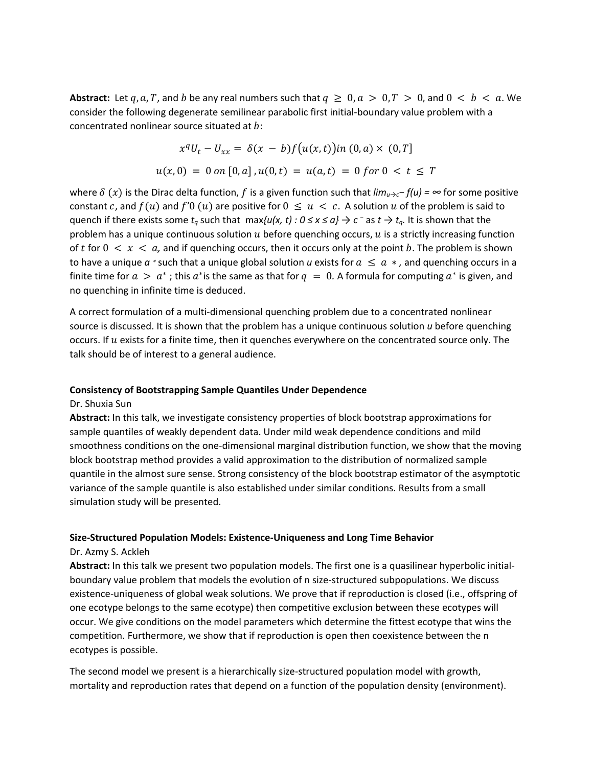**Abstract:** Let $q, a, T$, and $b$ be any real numbers such that $q \geq 0, a > 0, T > 0$, and $0 < b < a$. We consider the following degenerate semilinear parabolic first initial-boundary value problem with a concentrated nonlinear source situated at $b$:

$$x^q U_t - U_{xx} = \delta(x - b) f\big(u(x,t)\big) in \ (0,a) \times (0,T]$$

$$u(x,0) = 0 \ on \ [0,a], u(0,t) = u(a,t) = 0 \ for \ 0 < t \leq T$$

where $\delta(x)$ is the Dirac delta function, $f$ is a given function such that $lim_{u \to c^-} f(u) = \infty$ for some positive constant $c$, and $f(u)$ and $f'0(u)$ are positive for $0 \leq u < c$. A solution $u$ of the problem is said to quench if there exists some $t_q$ such that $\max\{u(x,t) : 0 \leq x \leq a\} \to c^-$ as $t \to t_q$. It is shown that the problem has a unique continuous solution $u$ before quenching occurs, $u$ is a strictly increasing function of $t$ for $0 < x < a$, and if quenching occurs, then it occurs only at the point $b$. The problem is shown to have a unique $a^*$ such that a unique global solution $u$ exists for $a \leq a^*$, and quenching occurs in a finite time for $a > a^*$; this $a^*$ is the same as that for $q = 0$. A formula for computing $a^*$ is given, and no quenching in infinite time is deduced.

A correct formulation of a multi-dimensional quenching problem due to a concentrated nonlinear source is discussed. It is shown that the problem has a unique continuous solution $u$ before quenching occurs. If $u$ exists for a finite time, then it quenches everywhere on the concentrated source only. The talk should be of interest to a general audience.

**Consistency of Bootstrapping Sample Quantiles Under Dependence**
Dr. Shuxia Sun
**Abstract:** In this talk, we investigate consistency properties of block bootstrap approximations for sample quantiles of weakly dependent data. Under mild weak dependence conditions and mild smoothness conditions on the one-dimensional marginal distribution function, we show that the moving block bootstrap method provides a valid approximation to the distribution of normalized sample quantile in the almost sure sense. Strong consistency of the block bootstrap estimator of the asymptotic variance of the sample quantile is also established under similar conditions. Results from a small simulation study will be presented.

**Size-Structured Population Models: Existence-Uniqueness and Long Time Behavior**
Dr. Azmy S. Ackleh
**Abstract:** In this talk we present two population models. The first one is a quasilinear hyperbolic initial-boundary value problem that models the evolution of n size-structured subpopulations. We discuss existence-uniqueness of global weak solutions. We prove that if reproduction is closed (i.e., offspring of one ecotype belongs to the same ecotype) then competitive exclusion between these ecotypes will occur. We give conditions on the model parameters which determine the fittest ecotype that wins the competition. Furthermore, we show that if reproduction is open then coexistence between the n ecotypes is possible.

The second model we present is a hierarchically size-structured population model with growth, mortality and reproduction rates that depend on a function of the population density (environment).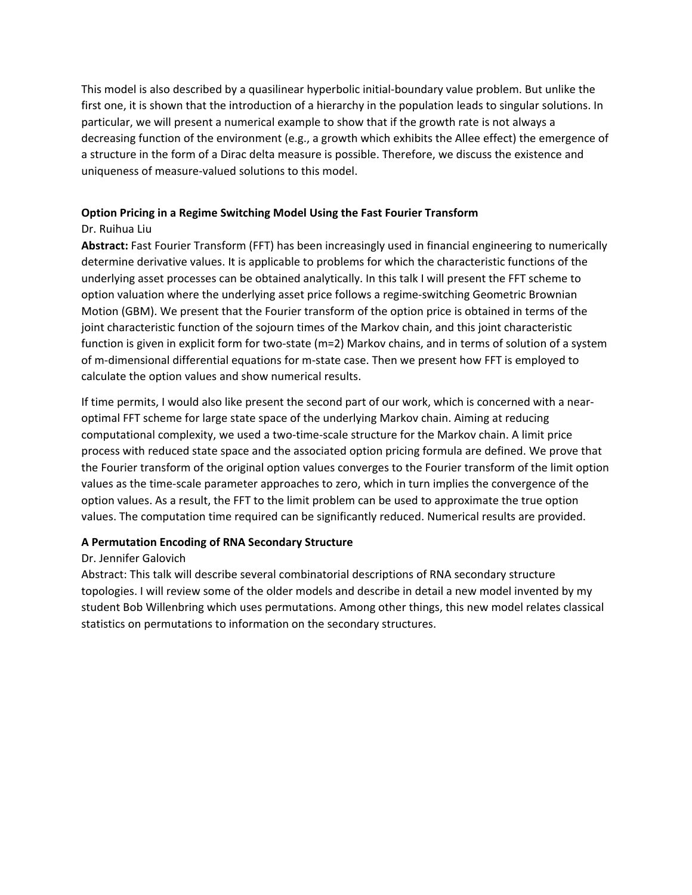This model is also described by a quasilinear hyperbolic initial-boundary value problem. But unlike the first one, it is shown that the introduction of a hierarchy in the population leads to singular solutions. In particular, we will present a numerical example to show that if the growth rate is not always a decreasing function of the environment (e.g., a growth which exhibits the Allee effect) the emergence of a structure in the form of a Dirac delta measure is possible. Therefore, we discuss the existence and uniqueness of measure-valued solutions to this model.

**Option Pricing in a Regime Switching Model Using the Fast Fourier Transform**

Dr. Ruihua Liu

**Abstract:** Fast Fourier Transform (FFT) has been increasingly used in financial engineering to numerically determine derivative values. It is applicable to problems for which the characteristic functions of the underlying asset processes can be obtained analytically. In this talk I will present the FFT scheme to option valuation where the underlying asset price follows a regime-switching Geometric Brownian Motion (GBM). We present that the Fourier transform of the option price is obtained in terms of the joint characteristic function of the sojourn times of the Markov chain, and this joint characteristic function is given in explicit form for two-state ($m=2$) Markov chains, and in terms of solution of a system of m-dimensional differential equations for m-state case. Then we present how FFT is employed to calculate the option values and show numerical results.

If time permits, I would also like present the second part of our work, which is concerned with a near-optimal FFT scheme for large state space of the underlying Markov chain. Aiming at reducing computational complexity, we used a two-time-scale structure for the Markov chain. A limit price process with reduced state space and the associated option pricing formula are defined. We prove that the Fourier transform of the original option values converges to the Fourier transform of the limit option values as the time-scale parameter approaches to zero, which in turn implies the convergence of the option values. As a result, the FFT to the limit problem can be used to approximate the true option values. The computation time required can be significantly reduced. Numerical results are provided.

**A Permutation Encoding of RNA Secondary Structure**

Dr. Jennifer Galovich

Abstract: This talk will describe several combinatorial descriptions of RNA secondary structure topologies. I will review some of the older models and describe in detail a new model invented by my student Bob Willenbring which uses permutations. Among other things, this new model relates classical statistics on permutations to information on the secondary structures.